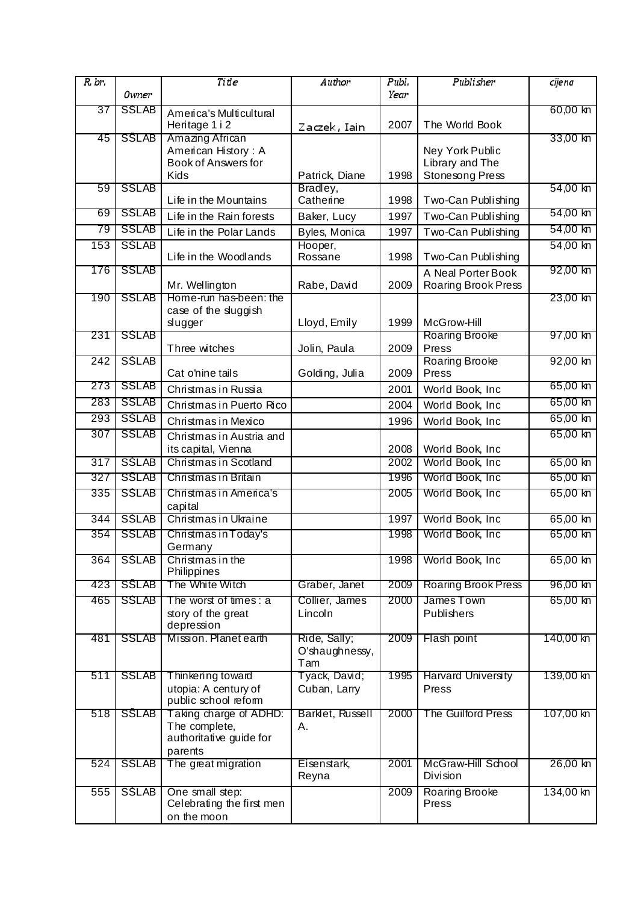| R. br. | Owner | Title | Author | Publ. Year | Publisher | cijena |
|---|---|---|---|---|---|---|
| 37 | SŠLAB | America's Multicultural Heritage 1 i 2 | Zaczek, Iain | 2007 | The World Book | 60,00 kn |
| 45 | SŠLAB | Amazing African American History : A Book of Answers for Kids | Patrick, Diane | 1998 | Ney York Public Library and The Stonesong Press | 33,00 kn |
| 59 | SŠLAB | Life in the Mountains | Bradley, Catherine | 1998 | Two-Can Publishing | 54,00 kn |
| 69 | SŠLAB | Life in the Rain forests | Baker, Lucy | 1997 | Two-Can Publishing | 54,00 kn |
| 79 | SŠLAB | Life in the Polar Lands | Byles, Monica | 1997 | Two-Can Publishing | 54,00 kn |
| 153 | SŠLAB | Life in the Woodlands | Hooper, Rossane | 1998 | Two-Can Publishing | 54,00 kn |
| 176 | SŠLAB | Mr. Wellington | Rabe, David | 2009 | A Neal Porter Book Roaring Brook Press | 92,00 kn |
| 190 | SŠLAB | Home-run has-been: the case of the sluggish slugger | Lloyd, Emily | 1999 | McGrow-Hill | 23,00 kn |
| 231 | SŠLAB | Three witches | Jolin, Paula | 2009 | Roaring Brooke Press | 97,00 kn |
| 242 | SŠLAB | Cat o'nine tails | Golding, Julia | 2009 | Roaring Brooke Press | 92,00 kn |
| 273 | SŠLAB | Christmas in Russia | | 2001 | World Book, Inc | 65,00 kn |
| 283 | SŠLAB | Christmas in Puerto Rico | | 2004 | World Book, Inc | 65,00 kn |
| 293 | SŠLAB | Christmas in Mexico | | 1996 | World Book, Inc | 65,00 kn |
| 307 | SŠLAB | Christmas in Austria and its capital, Vienna | | 2008 | World Book, Inc | 65,00 kn |
| 317 | SŠLAB | Christmas in Scotland | | 2002 | World Book, Inc | 65,00 kn |
| 327 | SŠLAB | Christmas in Britain | | 1996 | World Book, Inc | 65,00 kn |
| 335 | SŠLAB | Christmas in America's capital | | 2005 | World Book, Inc | 65,00 kn |
| 344 | SŠLAB | Christmas in Ukraine | | 1997 | World Book, Inc | 65,00 kn |
| 354 | SŠLAB | Christmas in Today's Germany | | 1998 | World Book, Inc | 65,00 kn |
| 364 | SŠLAB | Christmas in the Philippines | | 1998 | World Book, Inc | 65,00 kn |
| 423 | SŠLAB | The White Witch | Graber, Janet | 2009 | Roaring Brook Press | 96,00 kn |
| 465 | SŠLAB | The worst of times : a story of the great depression | Collier, James Lincoln | 2000 | James Town Publishers | 65,00 kn |
| 481 | SŠLAB | Mission. Planet earth | Ride, Sally; O'shaughnessy, Tam | 2009 | Flash point | 140,00 kn |
| 511 | SŠLAB | Thinkering toward utopia: A century of public school reform | Tyack, David; Cuban, Larry | 1995 | Harvard University Press | 139,00 kn |
| 518 | SŠLAB | Taking charge of ADHD: The complete, authoritative guide for parents | Barklet, Russell A. | 2000 | The Guilford Press | 107,00 kn |
| 524 | SŠLAB | The great migration | Eisenstark, Reyna | 2001 | McGraw-Hill School Division | 26,00 kn |
| 555 | SŠLAB | One small step: Celebrating the first men on the moon | | 2009 | Roaring Brooke Press | 134,00 kn |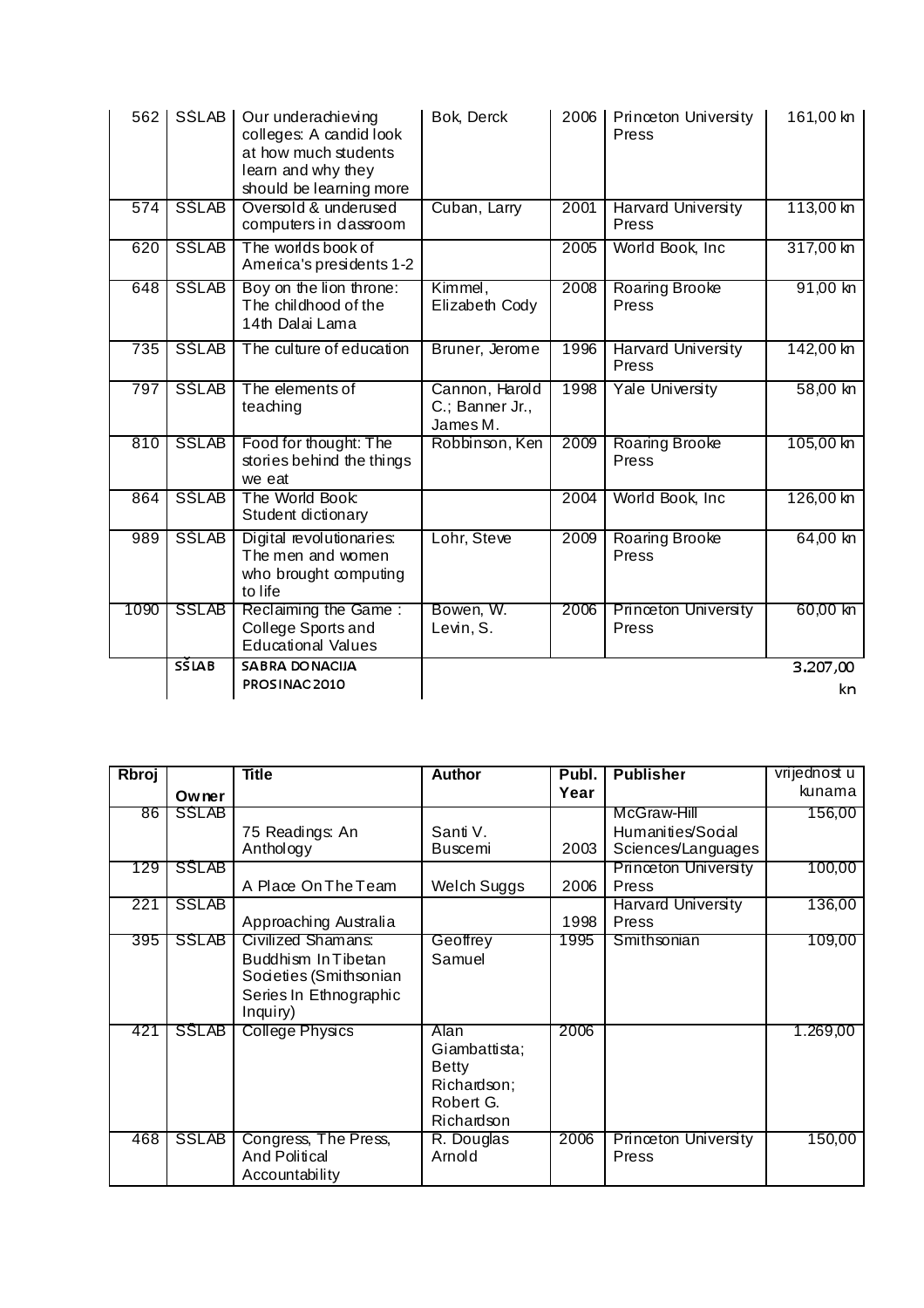| | | | | | | |
|---|---|---|---|---|---|---|
| 562 | SŠLAB | Our underachieving colleges: A candid look at how much students learn and why they should be learning more | Bok, Derck | 2006 | Princeton University Press | 161,00 kn |
| 574 | SŠLAB | Oversold & underused computers in classroom | Cuban, Larry | 2001 | Harvard University Press | 113,00 kn |
| 620 | SŠLAB | The worlds book of America's presidents 1-2 | | 2005 | World Book, Inc | 317,00 kn |
| 648 | SŠLAB | Boy on the lion throne: The childhood of the 14th Dalai Lama | Kimmel, Elizabeth Cody | 2008 | Roaring Brooke Press | 91,00 kn |
| 735 | SŠLAB | The culture of education | Bruner, Jerome | 1996 | Harvard University Press | 142,00 kn |
| 797 | SŠLAB | The elements of teaching | Cannon, Harold C.; Banner Jr., James M. | 1998 | Yale University | 58,00 kn |
| 810 | SŠLAB | Food for thought: The stories behind the things we eat | Robbinson, Ken | 2009 | Roaring Brooke Press | 105,00 kn |
| 864 | SŠLAB | The World Book: Student dictionary | | 2004 | World Book, Inc | 126,00 kn |
| 989 | SŠLAB | Digital revolutionaries: The men and women who brought computing to life | Lohr, Steve | 2009 | Roaring Brooke Press | 64,00 kn |
| 1090 | SŠLAB | Reclaiming the Game : College Sports and Educational Values | Bowen, W. Levin, S. | 2006 | Princeton University Press | 60,00 kn |
| | **SŠLAB** | **SABRA DONACIJA PROSINAC 2010** | | | | **3.207,00 kn** |

| Rbroj | Owner | Title | Author | Publ. Year | Publisher | vrijednost u kunama |
|---|---|---|---|---|---|---|
| 86 | SŠLAB | 75 Readings: An Anthology | Santi V. Buscemi | 2003 | McGraw-Hill Humanities/Social Sciences/Languages | 156,00 |
| 129 | SŠLAB | A Place On The Team | Welch Suggs | 2006 | Princeton University Press | 100,00 |
| 221 | SŠLAB | Approaching Australia | | 1998 | Harvard University Press | 136,00 |
| 395 | SŠLAB | Civilized Shamans: Buddhism In Tibetan Societies (Smithsonian Series In Ethnographic Inquiry) | Geoffrey Samuel | 1995 | Smithsonian | 109,00 |
| 421 | SŠLAB | College Physics | Alan Giambattista; Betty Richardson; Robert G. Richardson | 2006 | | 1.269,00 |
| 468 | SŠLAB | Congress, The Press, And Political Accountability | R. Douglas Arnold | 2006 | Princeton University Press | 150,00 |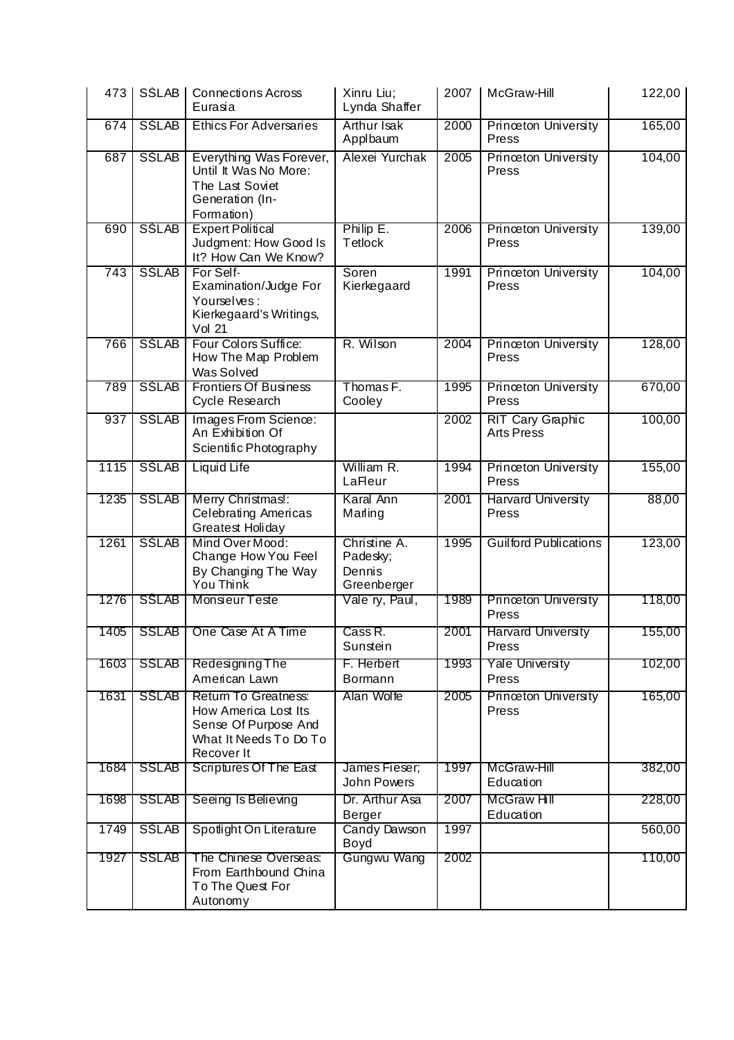| 473 | SŠLAB | Connections Across Eurasia | Xinru Liu; Lynda Shaffer | 2007 | McGraw-Hill | 122,00 |
|---|---|---|---|---|---|---|
| 674 | SŠLAB | Ethics For Adversaries | Arthur Isak Applbaum | 2000 | Princeton University Press | 165,00 |
| 687 | SŠLAB | Everything Was Forever, Until It Was No More: The Last Soviet Generation (In-Formation) | Alexei Yurchak | 2005 | Princeton University Press | 104,00 |
| 690 | SŠLAB | Expert Political Judgment: How Good Is It? How Can We Know? | Philip E. Tetlock | 2006 | Princeton University Press | 139,00 |
| 743 | SŠLAB | For Self-Examination/Judge For Yourselves: Kierkegaard's Writings, Vol 21 | Soren Kierkegaard | 1991 | Princeton University Press | 104,00 |
| 766 | SŠLAB | Four Colors Suffice: How The Map Problem Was Solved | R. Wilson | 2004 | Princeton University Press | 128,00 |
| 789 | SŠLAB | Frontiers Of Business Cycle Research | Thomas F. Cooley | 1995 | Princeton University Press | 670,00 |
| 937 | SŠLAB | Images From Science: An Exhibition Of Scientific Photography | | 2002 | RIT Cary Graphic Arts Press | 100,00 |
| 1115 | SŠLAB | Liquid Life | William R. LaFleur | 1994 | Princeton University Press | 155,00 |
| 1235 | SŠLAB | Merry Christmas!: Celebrating Americas Greatest Holiday | Karal Ann Marling | 2001 | Harvard University Press | 88,00 |
| 1261 | SŠLAB | Mind Over Mood: Change How You Feel By Changing The Way You Think | Christine A. Padesky; Dennis Greenberger | 1995 | Guilford Publications | 123,00 |
| 1276 | SŠLAB | Monsieur Teste | Vale´ry, Paul, | 1989 | Princeton University Press | 118,00 |
| 1405 | SŠLAB | One Case At A Time | Cass R. Sunstein | 2001 | Harvard University Press | 155,00 |
| 1603 | SŠLAB | Redesigning The American Lawn | F. Herbert Bormann | 1993 | Yale University Press | 102,00 |
| 1631 | SŠLAB | Return To Greatness: How America Lost Its Sense Of Purpose And What It Needs To Do To Recover It | Alan Wolfe | 2005 | Princeton University Press | 165,00 |
| 1684 | SŠLAB | Scriptures Of The East | James Fieser; John Powers | 1997 | McGraw-Hill Education | 382,00 |
| 1698 | SŠLAB | Seeing Is Believing | Dr. Arthur Asa Berger | 2007 | McGraw Hill Education | 228,00 |
| 1749 | SŠLAB | Spotlight On Literature | Candy Dawson Boyd | 1997 | | 560,00 |
| 1927 | SŠLAB | The Chinese Overseas: From Earthbound China To The Quest For Autonomy | Gungwu Wang | 2002 | | 110,00 |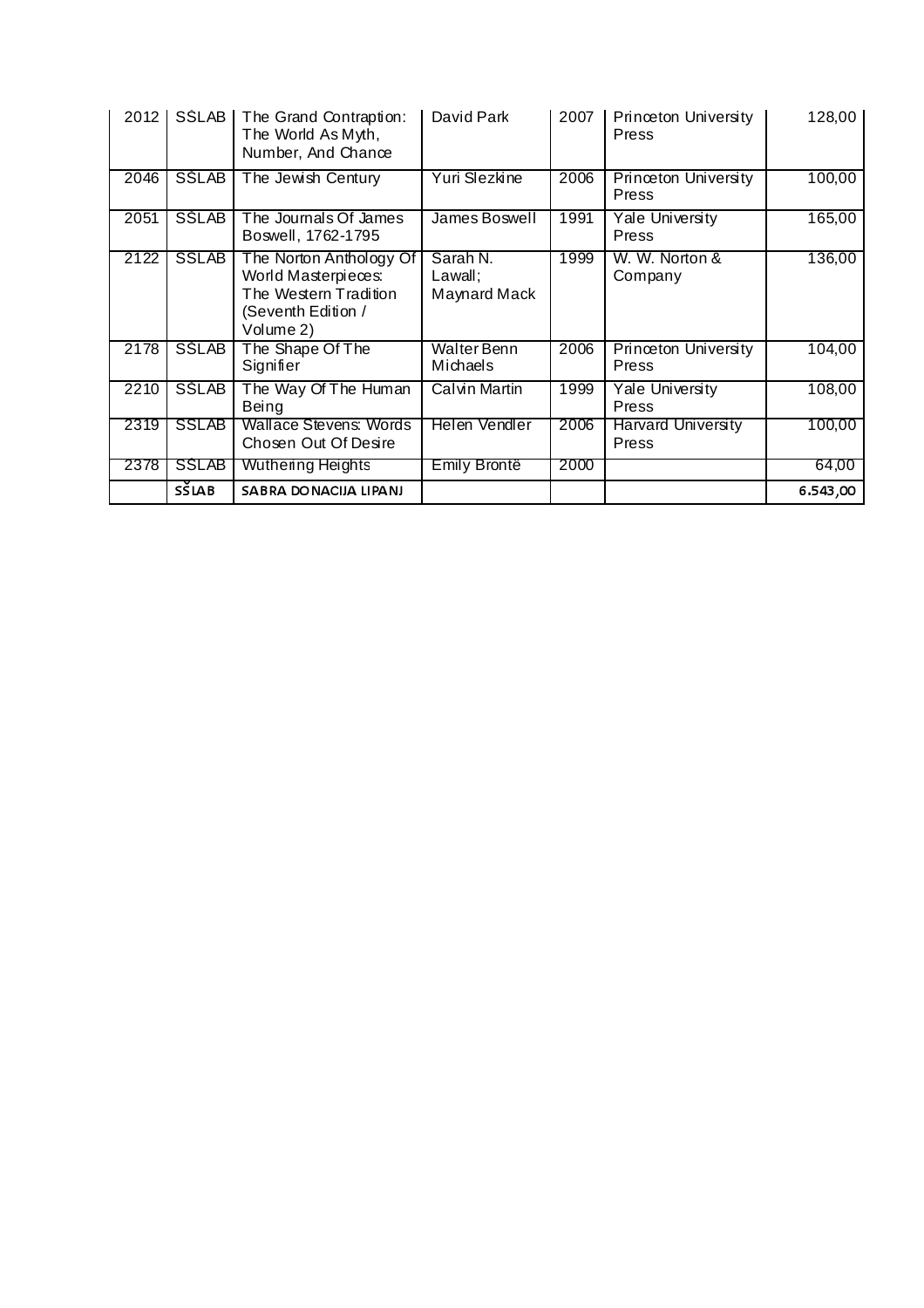| | | | | | | |
|---|---|---|---|---|---|---|
| 2012 | SŠLAB | The Grand Contraption: The World As Myth, Number, And Chance | David Park | 2007 | Princeton University Press | 128,00 |
| 2046 | SŠLAB | The Jewish Century | Yuri Slezkine | 2006 | Princeton University Press | 100,00 |
| 2051 | SŠLAB | The Journals Of James Boswell, 1762-1795 | James Boswell | 1991 | Yale University Press | 165,00 |
| 2122 | SŠLAB | The Norton Anthology Of World Masterpieces: The Western Tradition (Seventh Edition / Volume 2) | Sarah N. Lawall; Maynard Mack | 1999 | W. W. Norton & Company | 136,00 |
| 2178 | SŠLAB | The Shape Of The Signifier | Walter Benn Michaels | 2006 | Princeton University Press | 104,00 |
| 2210 | SŠLAB | The Way Of The Human Being | Calvin Martin | 1999 | Yale University Press | 108,00 |
| 2319 | SŠLAB | Wallace Stevens: Words Chosen Out Of Desire | Helen Vendler | 2006 | Harvard University Press | 100,00 |
| 2378 | SŠLAB | Wuthering Heights | Emily Brontë | 2000 | | 64,00 |
| | **SŠLAB** | **SABRA DONACIJA LIPANJ** | | | | **6.543,00** |